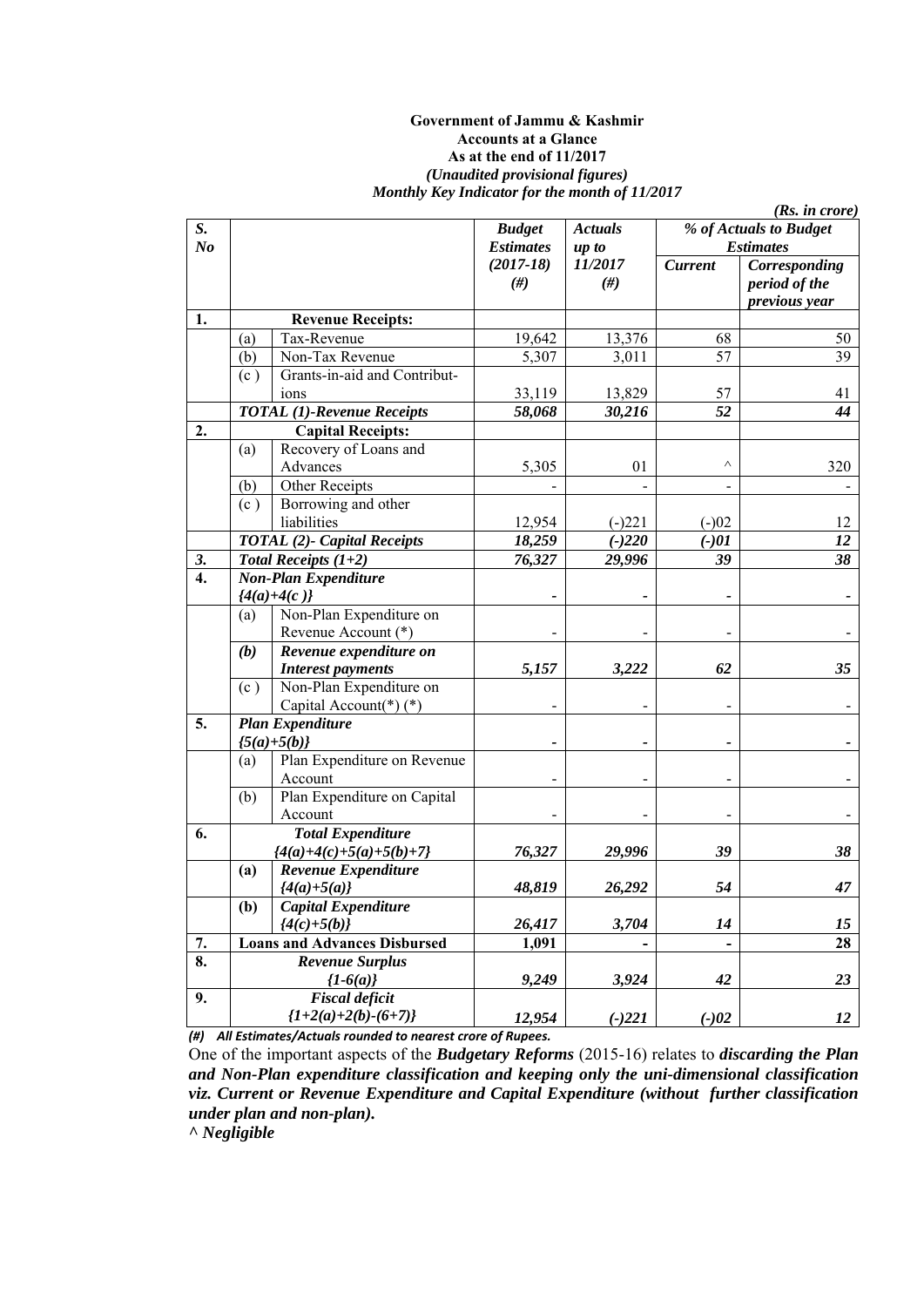**Government of Jammu & Kashmir**
**Accounts at a Glance**
**As at the end of 11/2017**
***(Unaudited provisional figures)***
***Monthly Key Indicator for the month of 11/2017***

***(Rs. in crore)***

| S. No | | | Budget Estimates (2017-18) (#) | Actuals up to 11/2017 (#) | % of Actuals to Budget Estimates | |
|---|---|---|---|---|---|---|
| | | | | | Current | Corresponding period of the previous year |
| **1.** | | **Revenue Receipts:** | | | | |
| | (a) | Tax-Revenue | 19,642 | 13,376 | 68 | 50 |
| | (b) | Non-Tax Revenue | 5,307 | 3,011 | 57 | 39 |
| | (c ) | Grants-in-aid and Contributions | 33,119 | 13,829 | 57 | 41 |
| | ***TOTAL (1)-Revenue Receipts*** | | ***58,068*** | ***30,216*** | ***52*** | ***44*** |
| **2.** | | **Capital Receipts:** | | | | |
| | (a) | Recovery of Loans and Advances | 5,305 | 01 | ^ | 320 |
| | (b) | Other Receipts | - | - | - | - |
| | (c ) | Borrowing and other liabilities | 12,954 | (-)221 | (-)02 | 12 |
| | ***TOTAL (2)- Capital Receipts*** | | ***18,259*** | ***(-)220*** | ***(-)01*** | ***12*** |
| ***3.*** | ***Total Receipts (1+2)*** | | ***76,327*** | ***29,996*** | ***39*** | ***38*** |
| **4.** | ***Non-Plan Expenditure {4(a)+4(c )}*** | | - | - | - | - |
| | (a) | Non-Plan Expenditure on Revenue Account (*) | - | - | - | - |
| | ***(b)*** | ***Revenue expenditure on Interest payments*** | ***5,157*** | ***3,222*** | ***62*** | ***35*** |
| | (c ) | Non-Plan Expenditure on Capital Account(*) (*) | - | - | - | - |
| **5.** | ***Plan Expenditure {5(a)+5(b)}*** | | - | - | - | - |
| | (a) | Plan Expenditure on Revenue Account | - | - | - | - |
| | (b) | Plan Expenditure on Capital Account | - | - | - | - |
| **6.** | ***Total Expenditure {4(a)+4(c)+5(a)+5(b)+7}*** | | ***76,327*** | ***29,996*** | ***39*** | ***38*** |
| | **(a)** | ***Revenue Expenditure {4(a)+5(a)}*** | ***48,819*** | ***26,292*** | ***54*** | ***47*** |
| | **(b)** | ***Capital Expenditure {4(c)+5(b)}*** | ***26,417*** | ***3,704*** | ***14*** | ***15*** |
| **7.** | **Loans and Advances Disbursed** | | **1,091** | **-** | **-** | **28** |
| **8.** | ***Revenue Surplus {1-6(a)}*** | | ***9,249*** | ***3,924*** | ***42*** | ***23*** |
| **9.** | ***Fiscal deficit {1+2(a)+2(b)-(6+7)}*** | | ***12,954*** | ***(-)221*** | ***(-)02*** | ***12*** |

***(#) All Estimates/Actuals rounded to nearest crore of Rupees.***

One of the important aspects of the ***Budgetary Reforms*** (2015-16) relates to ***discarding the Plan and Non-Plan expenditure classification and keeping only the uni-dimensional classification viz. Current or Revenue Expenditure and Capital Expenditure (without further classification under plan and non-plan).***

***^ Negligible***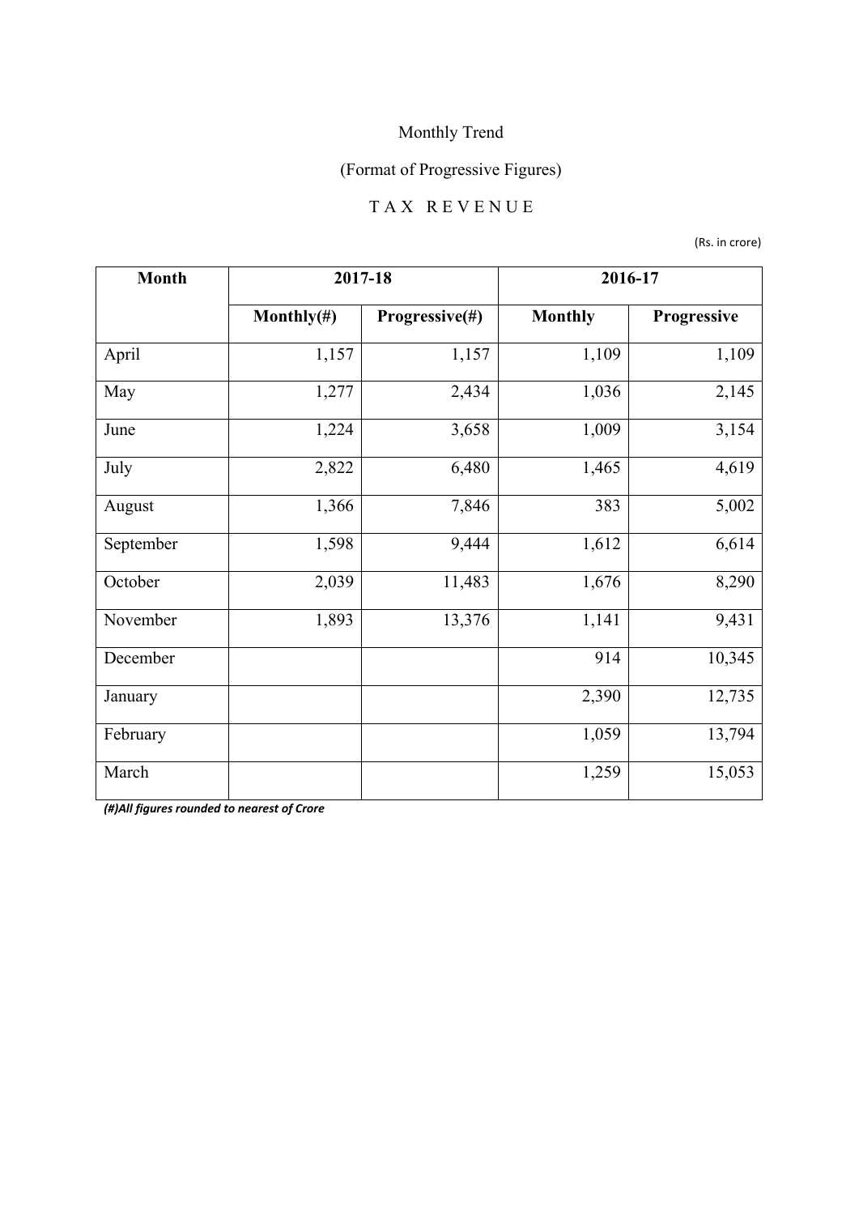Monthly Trend

(Format of Progressive Figures)

# T A X   R E V E N U E

(Rs. in crore)

| Month | 2017-18 | | 2016-17 | |
|---|---|---|---|---|
| | **Monthly(#)** | **Progressive(#)** | **Monthly** | **Progressive** |
| April | 1,157 | 1,157 | 1,109 | 1,109 |
| May | 1,277 | 2,434 | 1,036 | 2,145 |
| June | 1,224 | 3,658 | 1,009 | 3,154 |
| July | 2,822 | 6,480 | 1,465 | 4,619 |
| August | 1,366 | 7,846 | 383 | 5,002 |
| September | 1,598 | 9,444 | 1,612 | 6,614 |
| October | 2,039 | 11,483 | 1,676 | 8,290 |
| November | 1,893 | 13,376 | 1,141 | 9,431 |
| December | | | 914 | 10,345 |
| January | | | 2,390 | 12,735 |
| February | | | 1,059 | 13,794 |
| March | | | 1,259 | 15,053 |

***(#)All figures rounded to nearest of Crore***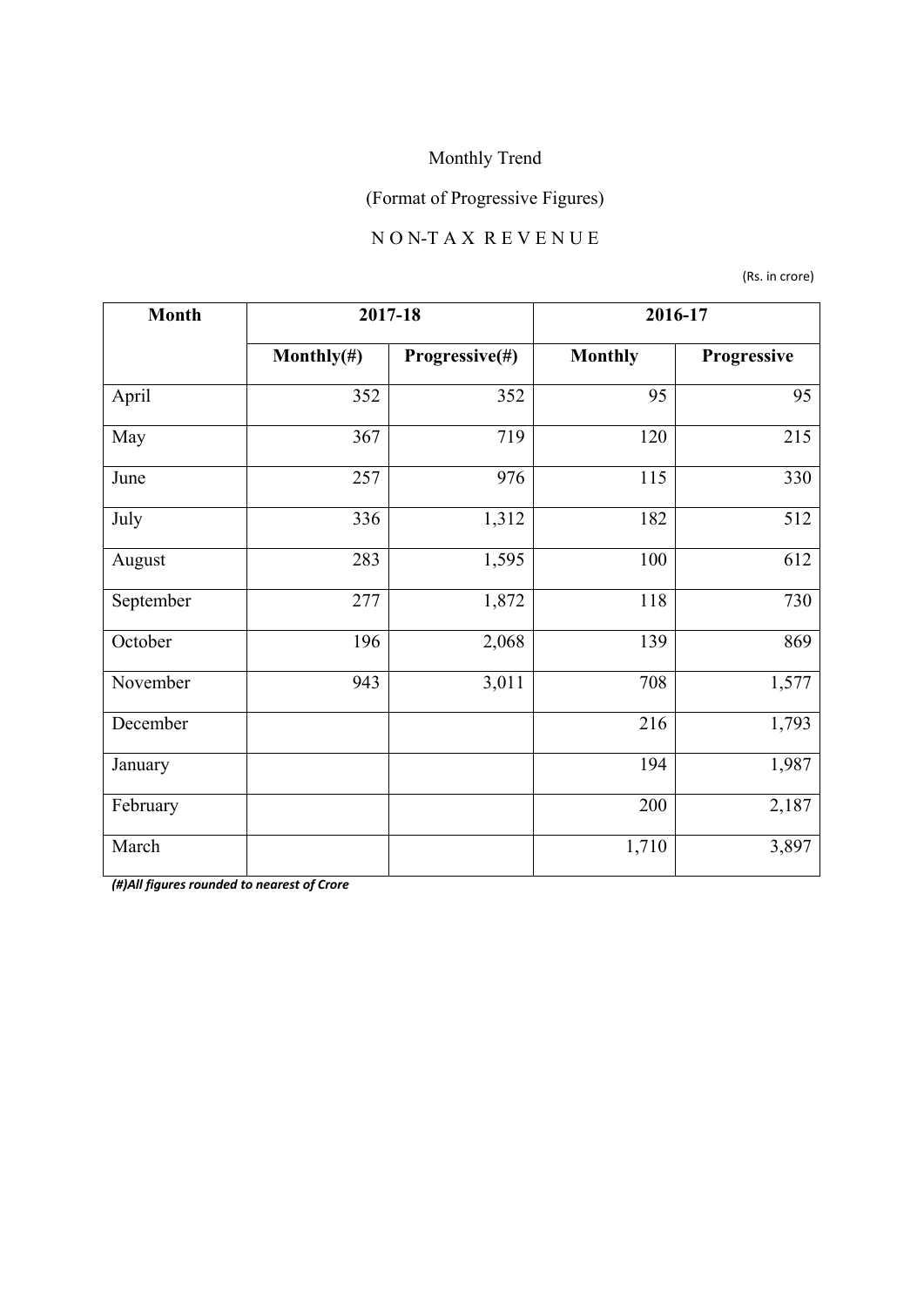Monthly Trend

(Format of Progressive Figures)

N O N-T A X R E V E N U E

(Rs. in crore)

| Month | 2017-18 | | 2016-17 | |
|---|---|---|---|---|
| | **Monthly(#)** | **Progressive(#)** | **Monthly** | **Progressive** |
| April | 352 | 352 | 95 | 95 |
| May | 367 | 719 | 120 | 215 |
| June | 257 | 976 | 115 | 330 |
| July | 336 | 1,312 | 182 | 512 |
| August | 283 | 1,595 | 100 | 612 |
| September | 277 | 1,872 | 118 | 730 |
| October | 196 | 2,068 | 139 | 869 |
| November | 943 | 3,011 | 708 | 1,577 |
| December | | | 216 | 1,793 |
| January | | | 194 | 1,987 |
| February | | | 200 | 2,187 |
| March | | | 1,710 | 3,897 |

***(#)All figures rounded to nearest of Crore***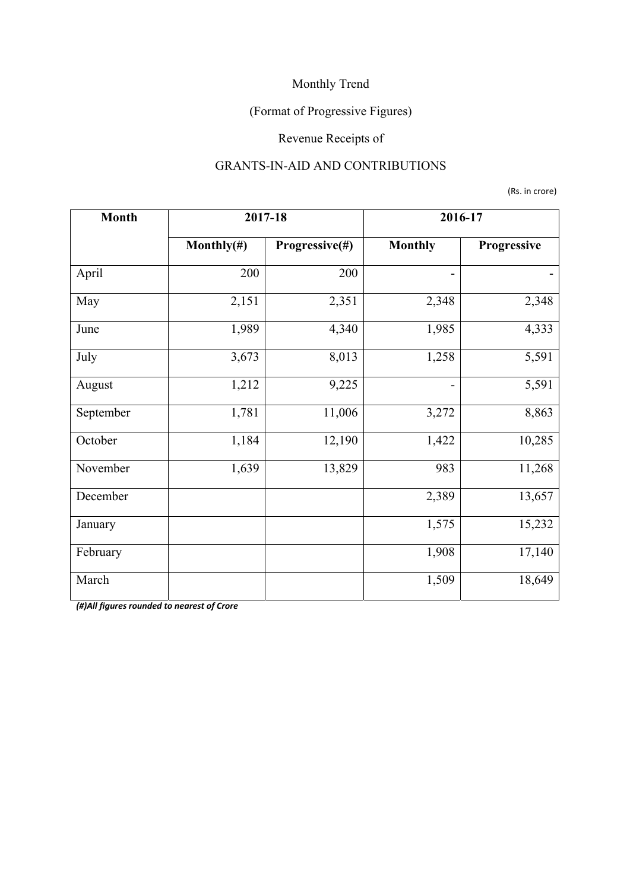Monthly Trend

(Format of Progressive Figures)

Revenue Receipts of

GRANTS-IN-AID AND CONTRIBUTIONS

(Rs. in crore)

| Month | 2017-18 | | 2016-17 | |
|---|---|---|---|---|
| | Monthly(#) | Progressive(#) | Monthly | Progressive |
| April | 200 | 200 | - | - |
| May | 2,151 | 2,351 | 2,348 | 2,348 |
| June | 1,989 | 4,340 | 1,985 | 4,333 |
| July | 3,673 | 8,013 | 1,258 | 5,591 |
| August | 1,212 | 9,225 | - | 5,591 |
| September | 1,781 | 11,006 | 3,272 | 8,863 |
| October | 1,184 | 12,190 | 1,422 | 10,285 |
| November | 1,639 | 13,829 | 983 | 11,268 |
| December | | | 2,389 | 13,657 |
| January | | | 1,575 | 15,232 |
| February | | | 1,908 | 17,140 |
| March | | | 1,509 | 18,649 |

***(#)All figures rounded to nearest of Crore***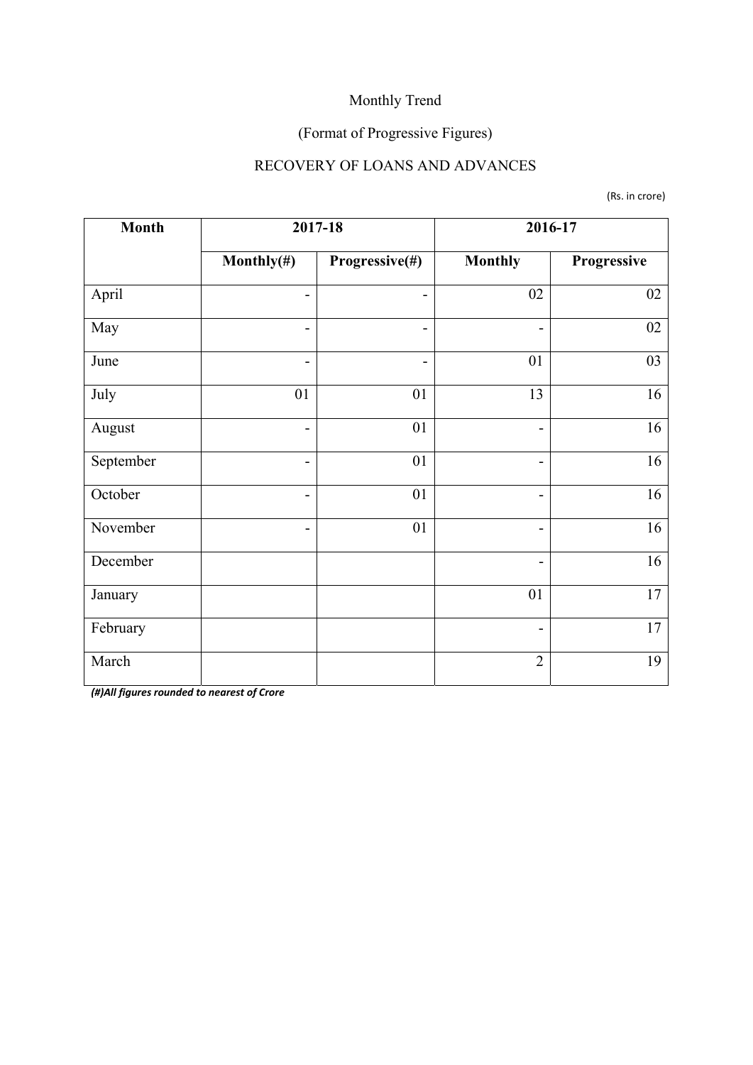Monthly Trend

(Format of Progressive Figures)

RECOVERY OF LOANS AND ADVANCES

(Rs. in crore)

| Month | 2017-18 | | 2016-17 | |
|---|---|---|---|---|
| | Monthly(#) | Progressive(#) | Monthly | Progressive |
| April | - | - | 02 | 02 |
| May | - | - | - | 02 |
| June | - | - | 01 | 03 |
| July | 01 | 01 | 13 | 16 |
| August | - | 01 | - | 16 |
| September | - | 01 | - | 16 |
| October | - | 01 | - | 16 |
| November | - | 01 | - | 16 |
| December | | | - | 16 |
| January | | | 01 | 17 |
| February | | | - | 17 |
| March | | | 2 | 19 |

***(#)All figures rounded to nearest of Crore***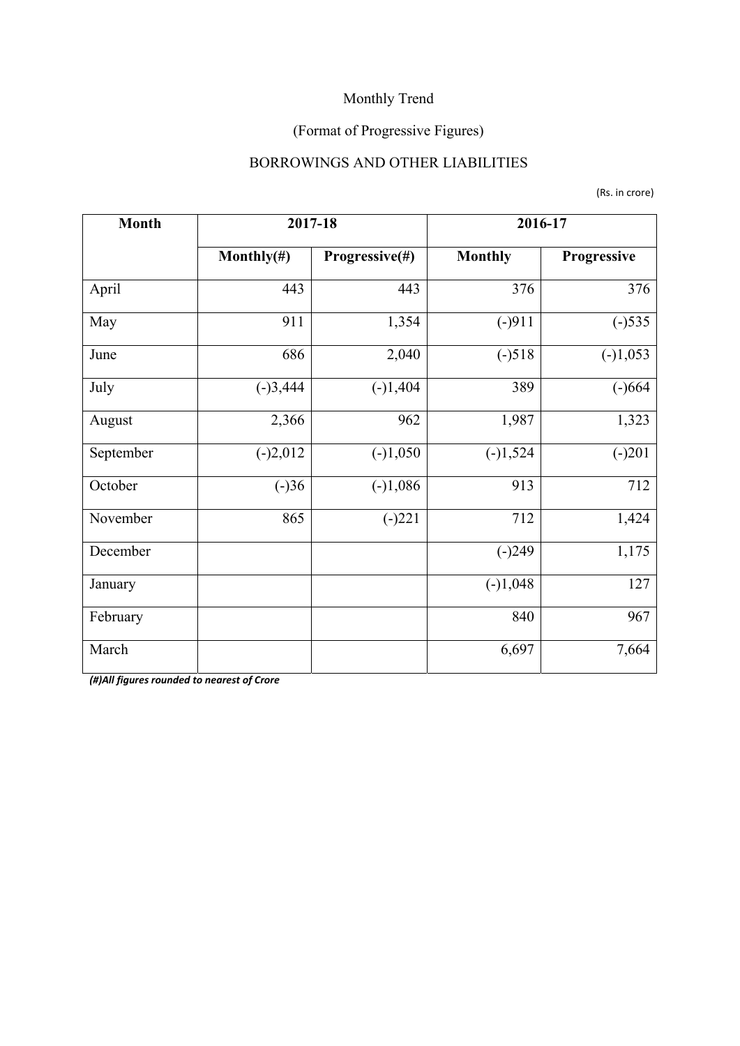Monthly Trend

(Format of Progressive Figures)

BORROWINGS AND OTHER LIABILITIES

(Rs. in crore)

| Month | 2017-18 | | 2016-17 | |
|---|---|---|---|---|
| | Monthly(#) | Progressive(#) | Monthly | Progressive |
| April | 443 | 443 | 376 | 376 |
| May | 911 | 1,354 | (-)911 | (-)535 |
| June | 686 | 2,040 | (-)518 | (-)1,053 |
| July | (-)3,444 | (-)1,404 | 389 | (-)664 |
| August | 2,366 | 962 | 1,987 | 1,323 |
| September | (-)2,012 | (-)1,050 | (-)1,524 | (-)201 |
| October | (-)36 | (-)1,086 | 913 | 712 |
| November | 865 | (-)221 | 712 | 1,424 |
| December | | | (-)249 | 1,175 |
| January | | | (-)1,048 | 127 |
| February | | | 840 | 967 |
| March | | | 6,697 | 7,664 |

***(#)All figures rounded to nearest of Crore***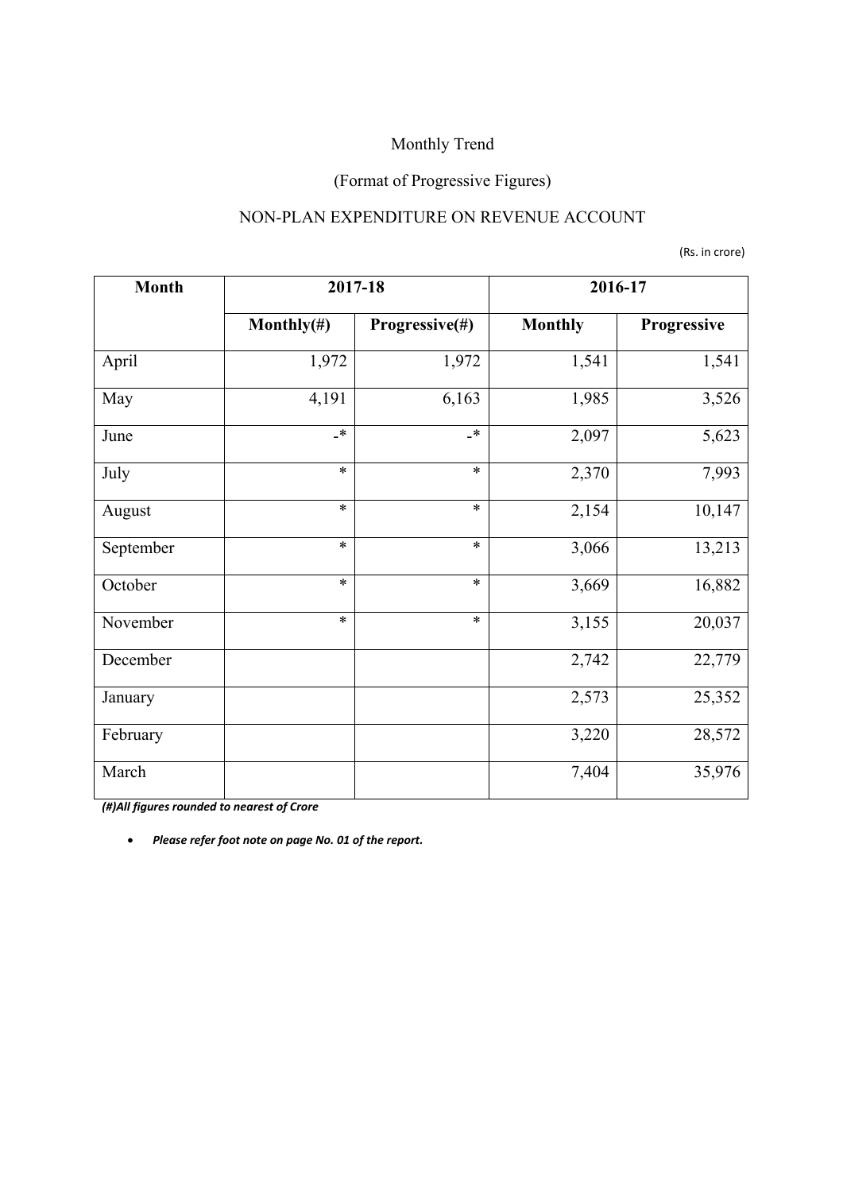Monthly Trend

(Format of Progressive Figures)

NON-PLAN EXPENDITURE ON REVENUE ACCOUNT

(Rs. in crore)

| Month | 2017-18 | | 2016-17 | |
|---|---|---|---|---|
| | Monthly(#) | Progressive(#) | Monthly | Progressive |
| April | 1,972 | 1,972 | 1,541 | 1,541 |
| May | 4,191 | 6,163 | 1,985 | 3,526 |
| June | -* | -* | 2,097 | 5,623 |
| July | * | * | 2,370 | 7,993 |
| August | * | * | 2,154 | 10,147 |
| September | * | * | 3,066 | 13,213 |
| October | * | * | 3,669 | 16,882 |
| November | * | * | 3,155 | 20,037 |
| December | | | 2,742 | 22,779 |
| January | | | 2,573 | 25,352 |
| February | | | 3,220 | 28,572 |
| March | | | 7,404 | 35,976 |

*(#)All figures rounded to nearest of Crore*

- *Please refer foot note on page No. 01 of the report.*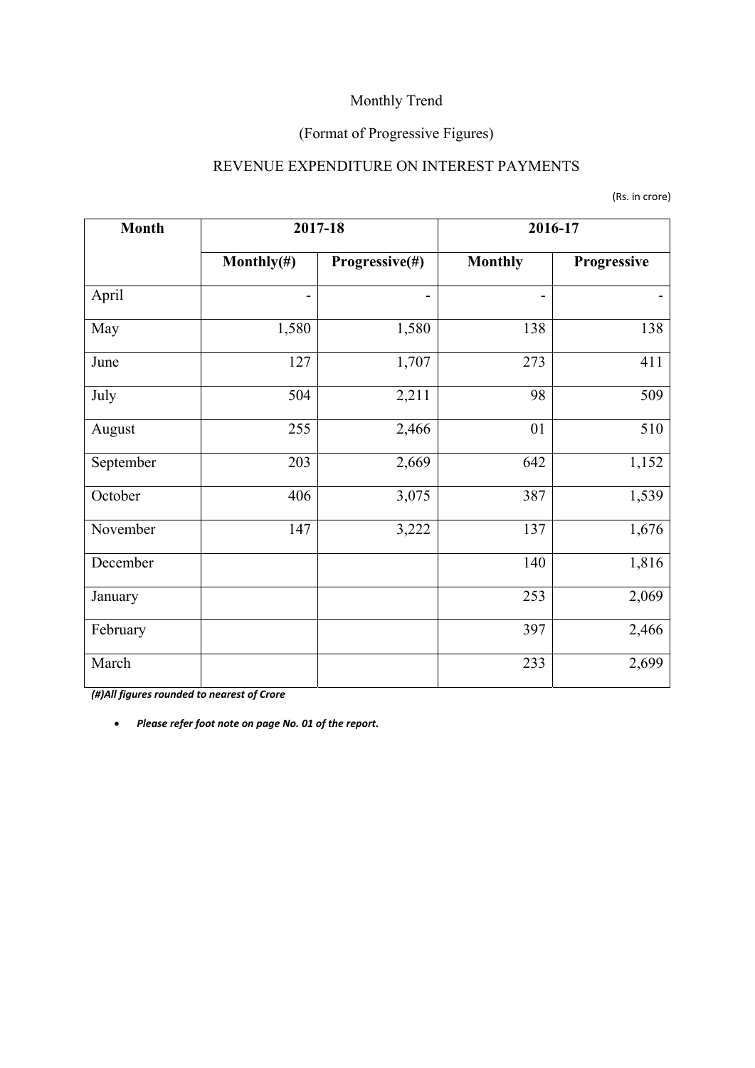Monthly Trend

(Format of Progressive Figures)

REVENUE EXPENDITURE ON INTEREST PAYMENTS

(Rs. in crore)

| Month | 2017-18 | | 2016-17 | |
|---|---|---|---|---|
| | Monthly(#) | Progressive(#) | Monthly | Progressive |
| April | - | - | - | - |
| May | 1,580 | 1,580 | 138 | 138 |
| June | 127 | 1,707 | 273 | 411 |
| July | 504 | 2,211 | 98 | 509 |
| August | 255 | 2,466 | 01 | 510 |
| September | 203 | 2,669 | 642 | 1,152 |
| October | 406 | 3,075 | 387 | 1,539 |
| November | 147 | 3,222 | 137 | 1,676 |
| December | | | 140 | 1,816 |
| January | | | 253 | 2,069 |
| February | | | 397 | 2,466 |
| March | | | 233 | 2,699 |

***(#)All figures rounded to nearest of Crore***

- ***Please refer foot note on page No. 01 of the report.***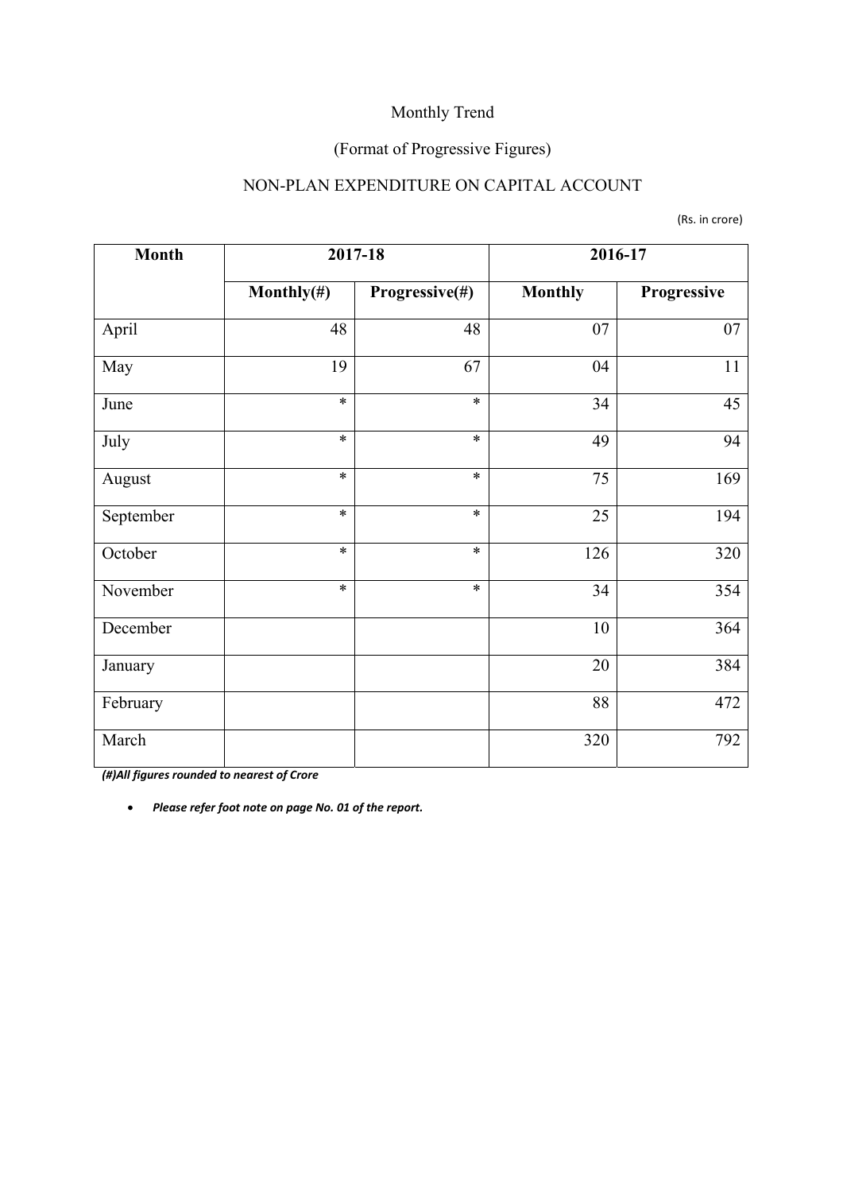Monthly Trend

(Format of Progressive Figures)

NON-PLAN EXPENDITURE ON CAPITAL ACCOUNT

(Rs. in crore)

| Month | 2017-18 | | 2016-17 | |
|---|---|---|---|---|
| | Monthly(#) | Progressive(#) | Monthly | Progressive |
| April | 48 | 48 | 07 | 07 |
| May | 19 | 67 | 04 | 11 |
| June | * | * | 34 | 45 |
| July | * | * | 49 | 94 |
| August | * | * | 75 | 169 |
| September | * | * | 25 | 194 |
| October | * | * | 126 | 320 |
| November | * | * | 34 | 354 |
| December | | | 10 | 364 |
| January | | | 20 | 384 |
| February | | | 88 | 472 |
| March | | | 320 | 792 |

***(#)All figures rounded to nearest of Crore***

- ***Please refer foot note on page No. 01 of the report.***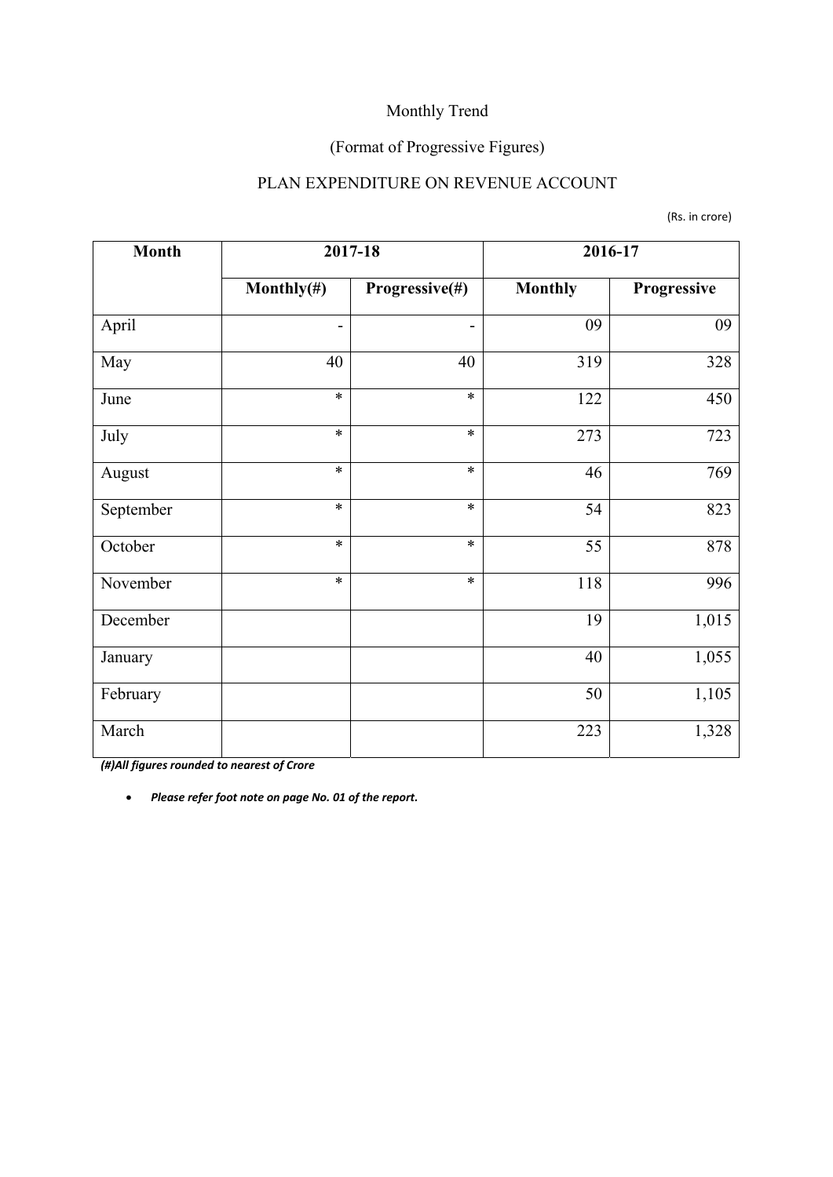Monthly Trend

(Format of Progressive Figures)

PLAN EXPENDITURE ON REVENUE ACCOUNT

(Rs. in crore)

| Month | 2017-18 | | 2016-17 | |
|---|---|---|---|---|
| | Monthly(#) | Progressive(#) | Monthly | Progressive |
| April | - | - | 09 | 09 |
| May | 40 | 40 | 319 | 328 |
| June | * | * | 122 | 450 |
| July | * | * | 273 | 723 |
| August | * | * | 46 | 769 |
| September | * | * | 54 | 823 |
| October | * | * | 55 | 878 |
| November | * | * | 118 | 996 |
| December | | | 19 | 1,015 |
| January | | | 40 | 1,055 |
| February | | | 50 | 1,105 |
| March | | | 223 | 1,328 |

***(#)All figures rounded to nearest of Crore***

- ***Please refer foot note on page No. 01 of the report.***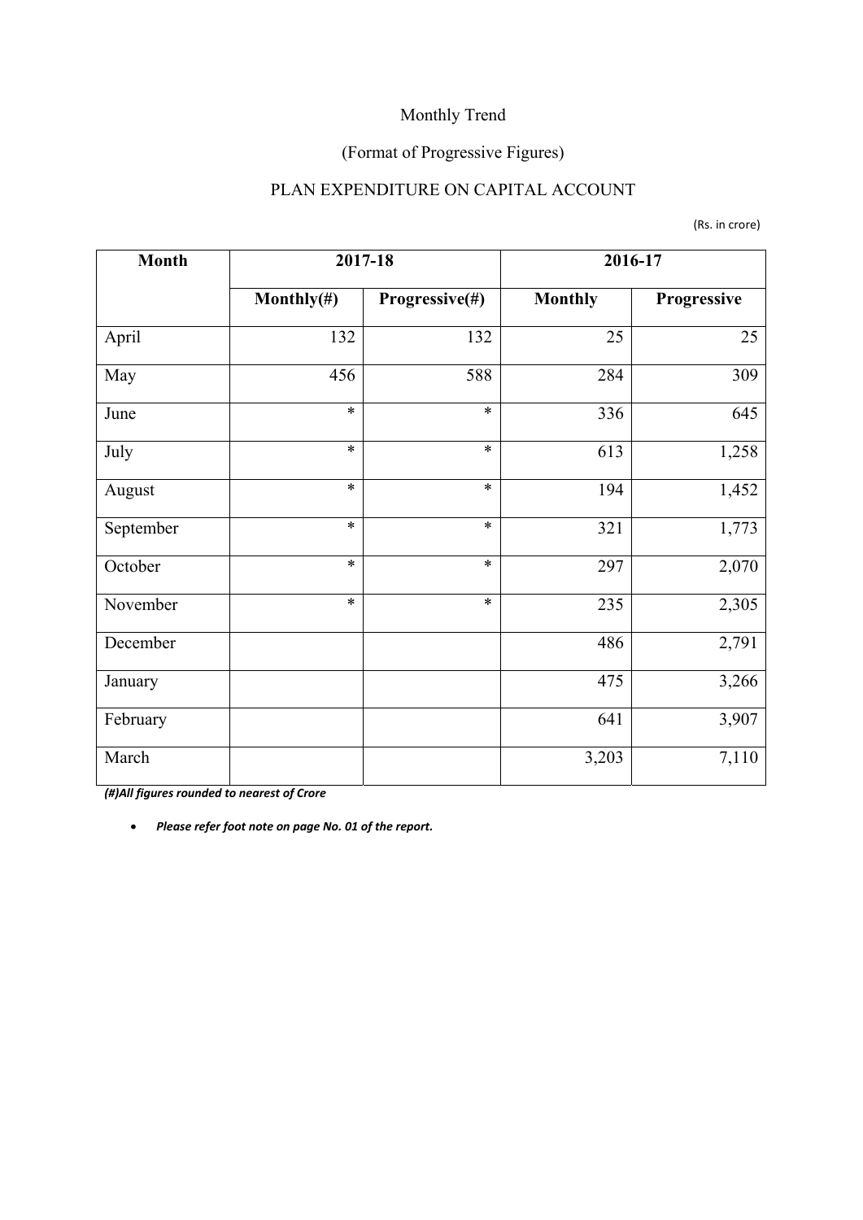Monthly Trend

(Format of Progressive Figures)

PLAN EXPENDITURE ON CAPITAL ACCOUNT

(Rs. in crore)

| Month | 2017-18 | | 2016-17 | |
|---|---|---|---|---|
| | Monthly(#) | Progressive(#) | Monthly | Progressive |
| April | 132 | 132 | 25 | 25 |
| May | 456 | 588 | 284 | 309 |
| June | * | * | 336 | 645 |
| July | * | * | 613 | 1,258 |
| August | * | * | 194 | 1,452 |
| September | * | * | 321 | 1,773 |
| October | * | * | 297 | 2,070 |
| November | * | * | 235 | 2,305 |
| December | | | 486 | 2,791 |
| January | | | 475 | 3,266 |
| February | | | 641 | 3,907 |
| March | | | 3,203 | 7,110 |

***(#)All figures rounded to nearest of Crore***

- ***Please refer foot note on page No. 01 of the report.***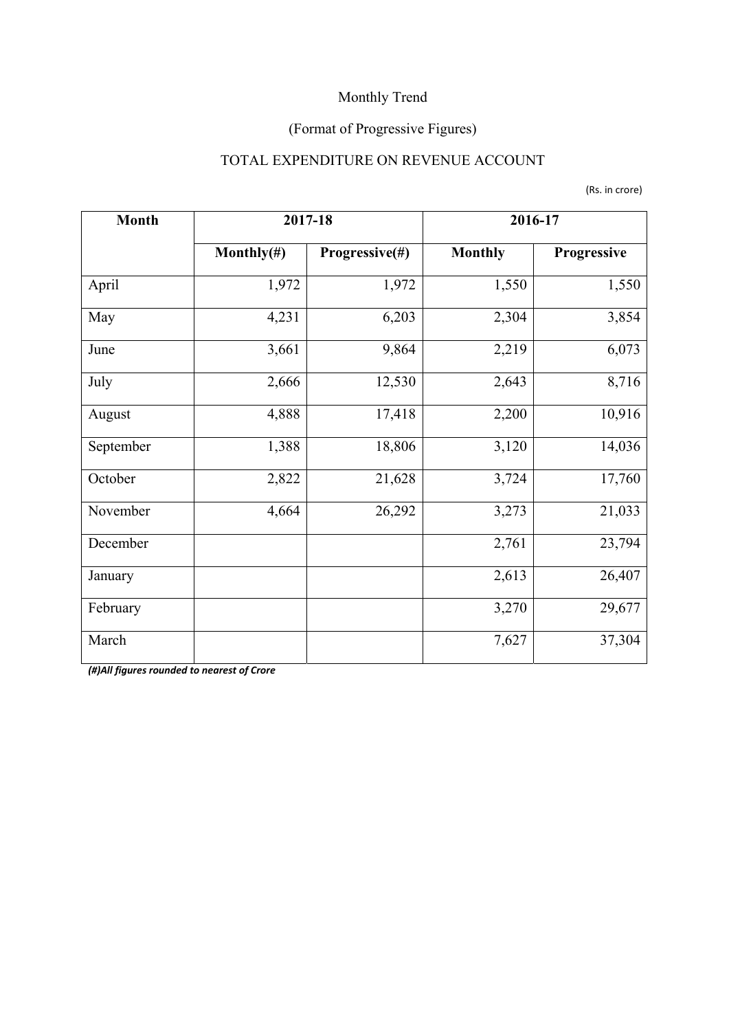Monthly Trend

(Format of Progressive Figures)

TOTAL EXPENDITURE ON REVENUE ACCOUNT

(Rs. in crore)

| Month | 2017-18 | | 2016-17 | |
|---|---|---|---|---|
| | Monthly(#) | Progressive(#) | Monthly | Progressive |
| April | 1,972 | 1,972 | 1,550 | 1,550 |
| May | 4,231 | 6,203 | 2,304 | 3,854 |
| June | 3,661 | 9,864 | 2,219 | 6,073 |
| July | 2,666 | 12,530 | 2,643 | 8,716 |
| August | 4,888 | 17,418 | 2,200 | 10,916 |
| September | 1,388 | 18,806 | 3,120 | 14,036 |
| October | 2,822 | 21,628 | 3,724 | 17,760 |
| November | 4,664 | 26,292 | 3,273 | 21,033 |
| December | | | 2,761 | 23,794 |
| January | | | 2,613 | 26,407 |
| February | | | 3,270 | 29,677 |
| March | | | 7,627 | 37,304 |

*(#)All figures rounded to nearest of Crore*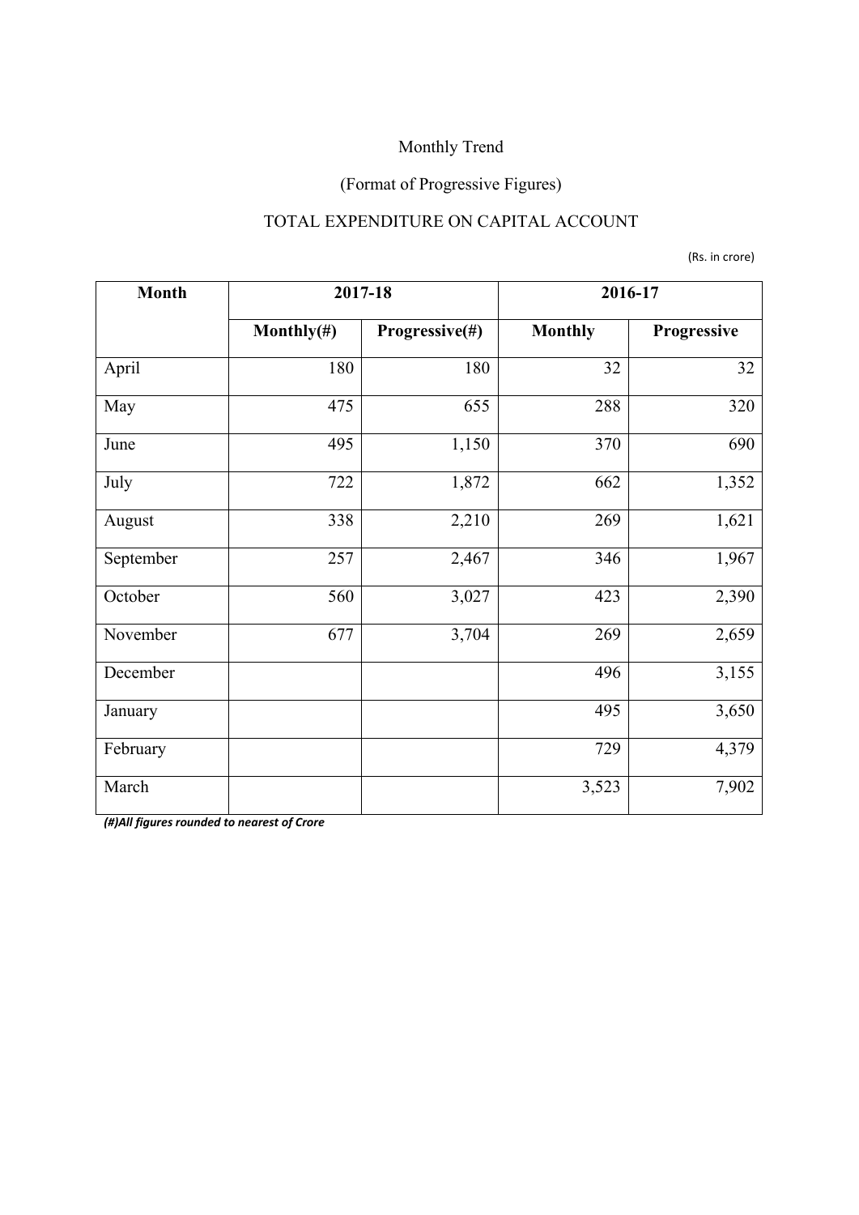Monthly Trend

(Format of Progressive Figures)

TOTAL EXPENDITURE ON CAPITAL ACCOUNT

(Rs. in crore)

| Month | 2017-18 | | 2016-17 | |
|---|---|---|---|---|
| | **Monthly(#)** | **Progressive(#)** | **Monthly** | **Progressive** |
| April | 180 | 180 | 32 | 32 |
| May | 475 | 655 | 288 | 320 |
| June | 495 | 1,150 | 370 | 690 |
| July | 722 | 1,872 | 662 | 1,352 |
| August | 338 | 2,210 | 269 | 1,621 |
| September | 257 | 2,467 | 346 | 1,967 |
| October | 560 | 3,027 | 423 | 2,390 |
| November | 677 | 3,704 | 269 | 2,659 |
| December | | | 496 | 3,155 |
| January | | | 495 | 3,650 |
| February | | | 729 | 4,379 |
| March | | | 3,523 | 7,902 |

***(#)All figures rounded to nearest of Crore***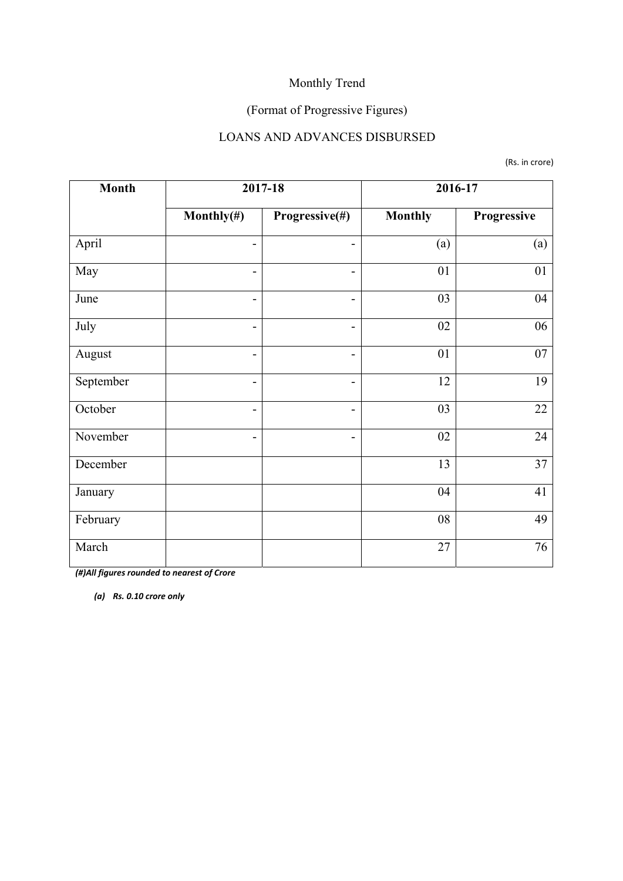Monthly Trend

(Format of Progressive Figures)

LOANS AND ADVANCES DISBURSED

(Rs. in crore)

| Month | 2017-18 | | 2016-17 | |
|---|---|---|---|---|
| | Monthly(#) | Progressive(#) | Monthly | Progressive |
| April | - | - | (a) | (a) |
| May | - | - | 01 | 01 |
| June | - | - | 03 | 04 |
| July | - | - | 02 | 06 |
| August | - | - | 01 | 07 |
| September | - | - | 12 | 19 |
| October | - | - | 03 | 22 |
| November | - | - | 02 | 24 |
| December | | | 13 | 37 |
| January | | | 04 | 41 |
| February | | | 08 | 49 |
| March | | | 27 | 76 |

***(#)All figures rounded to nearest of Crore***

***(a) Rs. 0.10 crore only***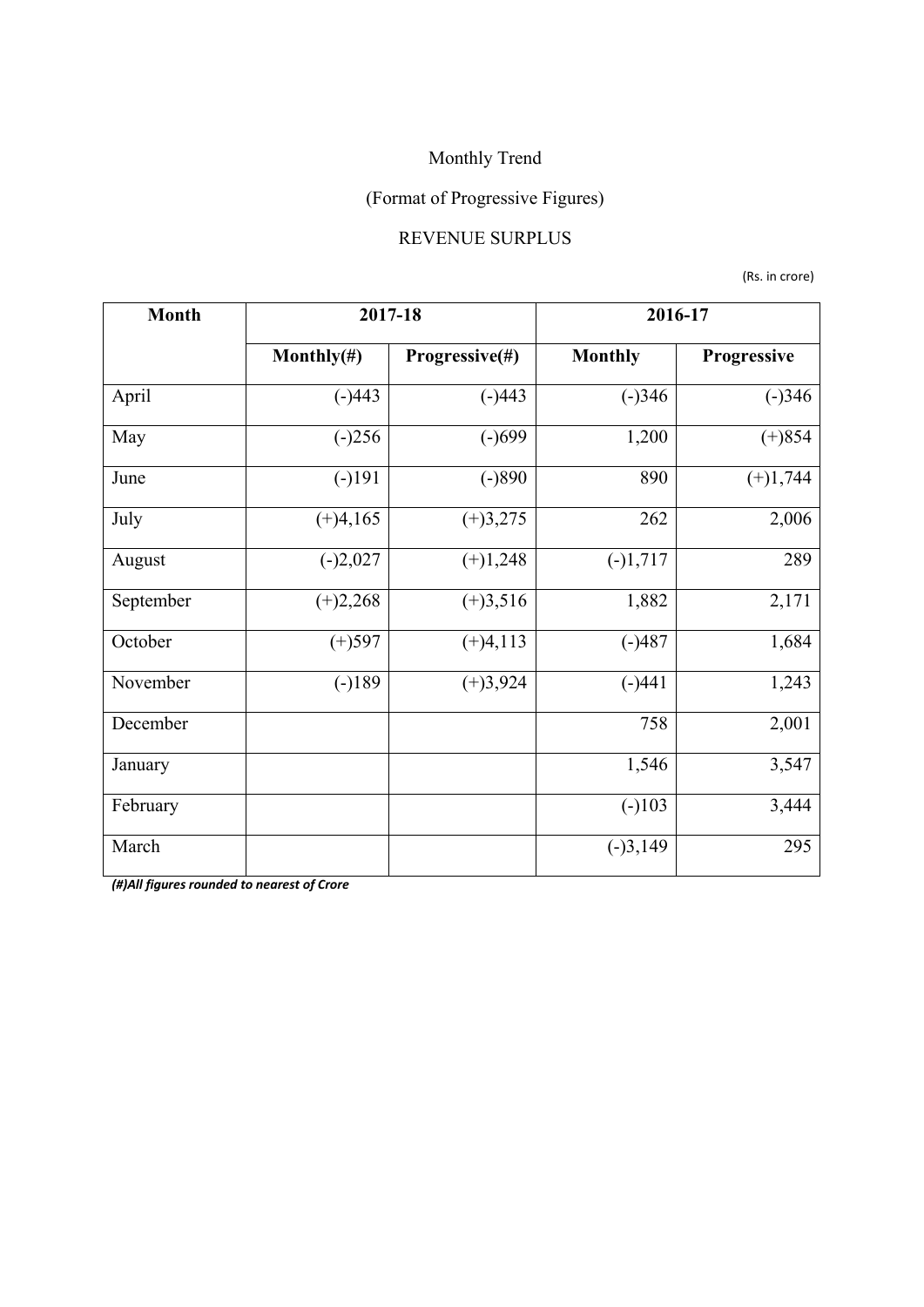Monthly Trend

(Format of Progressive Figures)

REVENUE SURPLUS

(Rs. in crore)

| Month | 2017-18 | | 2016-17 | |
|---|---|---|---|---|
| | Monthly(#) | Progressive(#) | Monthly | Progressive |
| April | (-)443 | (-)443 | (-)346 | (-)346 |
| May | (-)256 | (-)699 | 1,200 | (+)854 |
| June | (-)191 | (-)890 | 890 | (+)1,744 |
| July | (+)4,165 | (+)3,275 | 262 | 2,006 |
| August | (-)2,027 | (+)1,248 | (-)1,717 | 289 |
| September | (+)2,268 | (+)3,516 | 1,882 | 2,171 |
| October | (+)597 | (+)4,113 | (-)487 | 1,684 |
| November | (-)189 | (+)3,924 | (-)441 | 1,243 |
| December | | | 758 | 2,001 |
| January | | | 1,546 | 3,547 |
| February | | | (-)103 | 3,444 |
| March | | | (-)3,149 | 295 |

***(#)All figures rounded to nearest of Crore***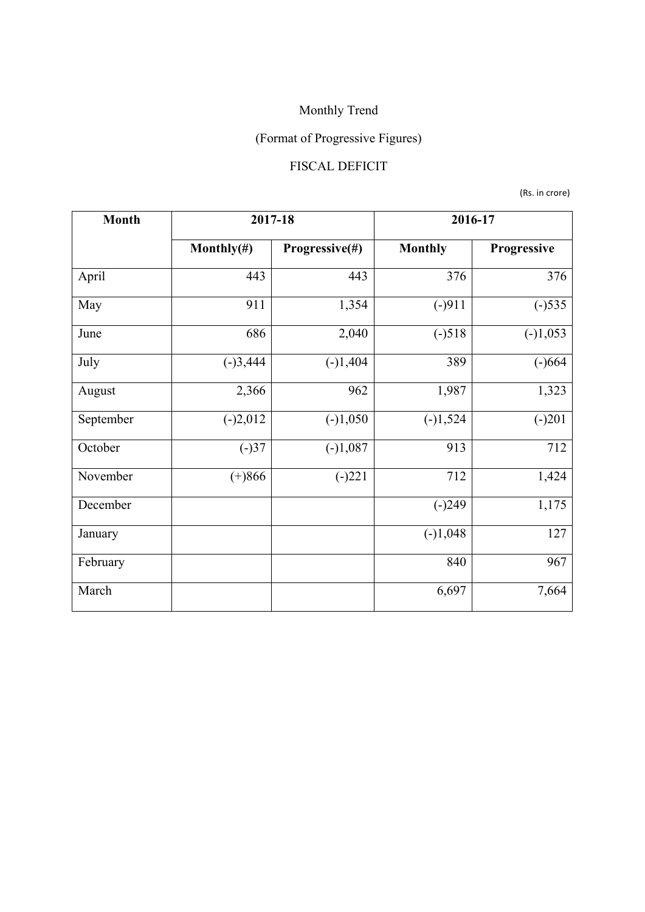Monthly Trend

(Format of Progressive Figures)

FISCAL DEFICIT

(Rs. in crore)

| Month | 2017-18 | | 2016-17 | |
|---|---|---|---|---|
| | **Monthly(#)** | **Progressive(#)** | **Monthly** | **Progressive** |
| April | 443 | 443 | 376 | 376 |
| May | 911 | 1,354 | (-)911 | (-)535 |
| June | 686 | 2,040 | (-)518 | (-)1,053 |
| July | (-)3,444 | (-)1,404 | 389 | (-)664 |
| August | 2,366 | 962 | 1,987 | 1,323 |
| September | (-)2,012 | (-)1,050 | (-)1,524 | (-)201 |
| October | (-)37 | (-)1,087 | 913 | 712 |
| November | (+)866 | (-)221 | 712 | 1,424 |
| December | | | (-)249 | 1,175 |
| January | | | (-)1,048 | 127 |
| February | | | 840 | 967 |
| March | | | 6,697 | 7,664 |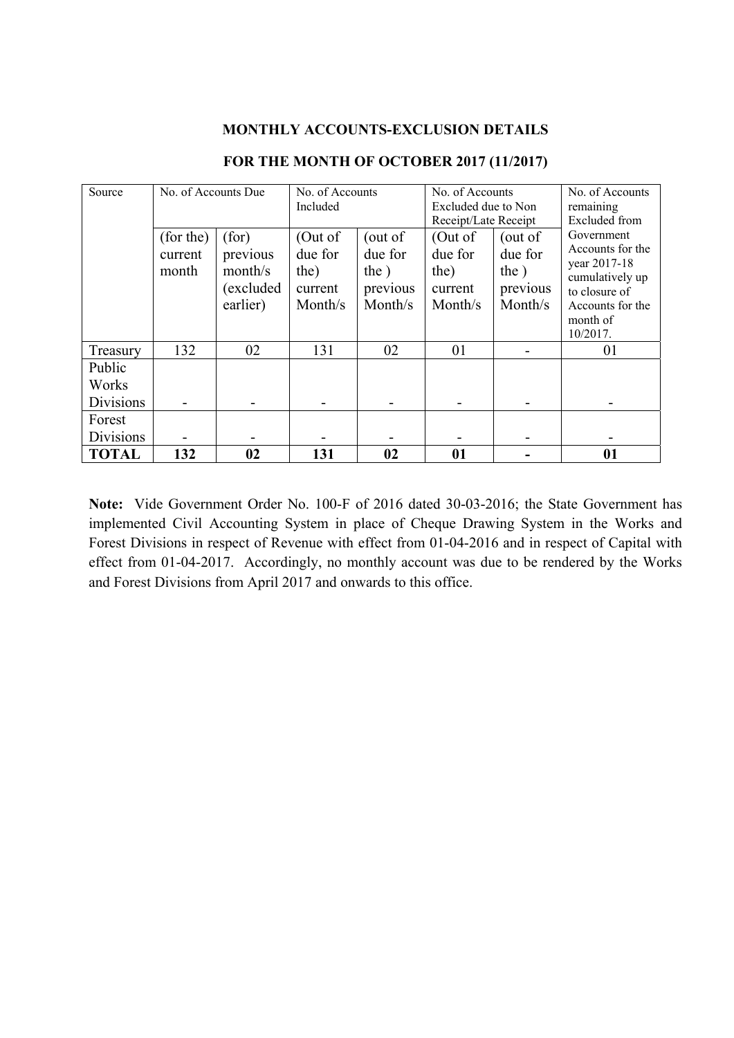**MONTHLY ACCOUNTS-EXCLUSION DETAILS**

**FOR THE MONTH OF OCTOBER 2017 (11/2017)**

| Source | No. of Accounts Due | | No. of Accounts Included | | No. of Accounts Excluded due to Non Receipt/Late Receipt | | No. of Accounts remaining Excluded from Government Accounts for the year 2017-18 cumulatively up to closure of Accounts for the month of 10/2017. |
|---|---|---|---|---|---|---|---|
| | (for the) current month | (for) previous month/s (excluded earlier) | (Out of due for the) current Month/s | (out of due for the ) previous Month/s | (Out of due for the) current Month/s | (out of due for the ) previous Month/s | |
| Treasury | 132 | 02 | 131 | 02 | 01 | - | 01 |
| Public Works Divisions | - | - | - | - | - | - | - |
| Forest Divisions | - | - | - | - | - | - | - |
| **TOTAL** | **132** | **02** | **131** | **02** | **01** | **-** | **01** |

**Note:** Vide Government Order No. 100-F of 2016 dated 30-03-2016; the State Government has implemented Civil Accounting System in place of Cheque Drawing System in the Works and Forest Divisions in respect of Revenue with effect from 01-04-2016 and in respect of Capital with effect from 01-04-2017. Accordingly, no monthly account was due to be rendered by the Works and Forest Divisions from April 2017 and onwards to this office.